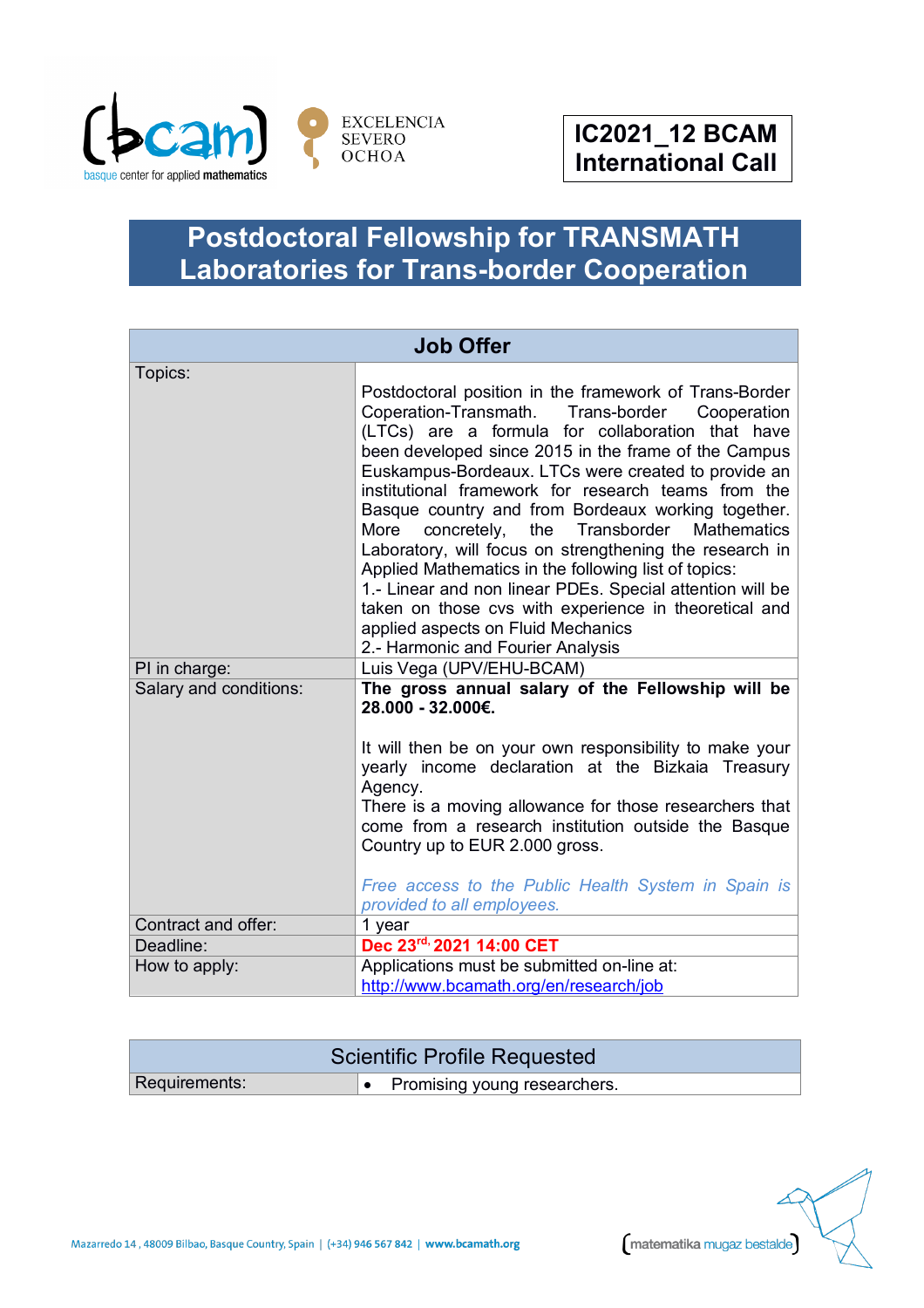**IC2021_12 BCAM International Call**

# Postdoctoral Fellowship for TRANSMATH Laboratories for Trans-border Cooperation

| Job Offer | |
|---|---|
| Topics: | Postdoctoral position in the framework of Trans-Border Coperation-Transmath. Trans-border Cooperation (LTCs) are a formula for collaboration that have been developed since 2015 in the frame of the Campus Euskampus-Bordeaux. LTCs were created to provide an institutional framework for research teams from the Basque country and from Bordeaux working together. More concretely, the Transborder Mathematics Laboratory, will focus on strengthening the research in Applied Mathematics in the following list of topics:<br>1.- Linear and non linear PDEs. Special attention will be taken on those cvs with experience in theoretical and applied aspects on Fluid Mechanics<br>2.- Harmonic and Fourier Analysis |
| PI in charge: | Luis Vega (UPV/EHU-BCAM) |
| Salary and conditions: | **The gross annual salary of the Fellowship will be 28.000 - 32.000€.**<br><br>It will then be on your own responsibility to make your yearly income declaration at the Bizkaia Treasury Agency.<br>There is a moving allowance for those researchers that come from a research institution outside the Basque Country up to EUR 2.000 gross.<br><br>*Free access to the Public Health System in Spain is provided to all employees.* |
| Contract and offer: | 1 year |
| Deadline: | **Dec 23rd, 2021 14:00 CET** |
| How to apply: | Applications must be submitted on-line at: http://www.bcamath.org/en/research/job |

| Scientific Profile Requested | |
|---|---|
| Requirements: | • Promising young researchers. |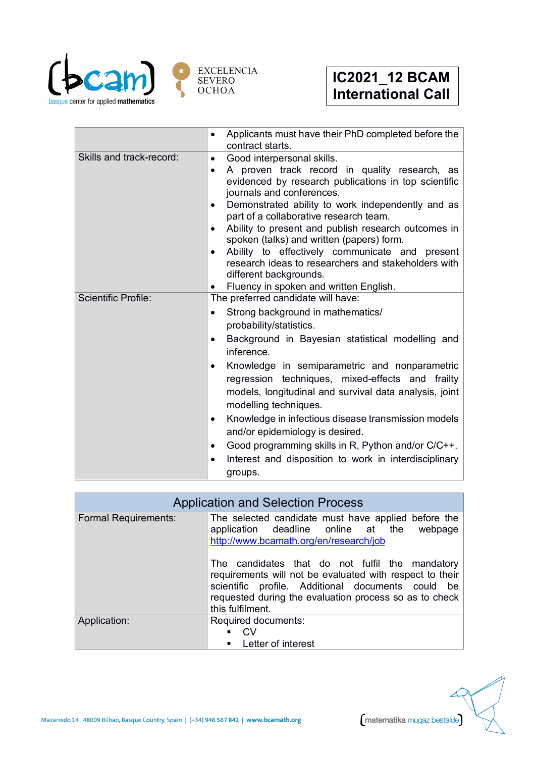| | |
|---|---|
| | • Applicants must have their PhD completed before the contract starts. |
| Skills and track-record: | • Good interpersonal skills.<br>• A proven track record in quality research, as evidenced by research publications in top scientific journals and conferences.<br>• Demonstrated ability to work independently and as part of a collaborative research team.<br>• Ability to present and publish research outcomes in spoken (talks) and written (papers) form.<br>• Ability to effectively communicate and present research ideas to researchers and stakeholders with different backgrounds.<br>• Fluency in spoken and written English. |
| Scientific Profile: | The preferred candidate will have:<br>• Strong background in mathematics/ probability/statistics.<br>• Background in Bayesian statistical modelling and inference.<br>• Knowledge in semiparametric and nonparametric regression techniques, mixed-effects and frailty models, longitudinal and survival data analysis, joint modelling techniques.<br>• Knowledge in infectious disease transmission models and/or epidemiology is desired.<br>• Good programming skills in R, Python and/or C/C++.<br>• Interest and disposition to work in interdisciplinary groups. |

| Application and Selection Process | |
|---|---|
| Formal Requirements: | The selected candidate must have applied before the application deadline online at the webpage [http://www.bcamath.org/en/research/job](http://www.bcamath.org/en/research/job)<br><br>The candidates that do not fulfil the mandatory requirements will not be evaluated with respect to their scientific profile. Additional documents could be requested during the evaluation process so as to check this fulfilment. |
| Application: | Required documents:<br>▪ CV<br>▪ Letter of interest |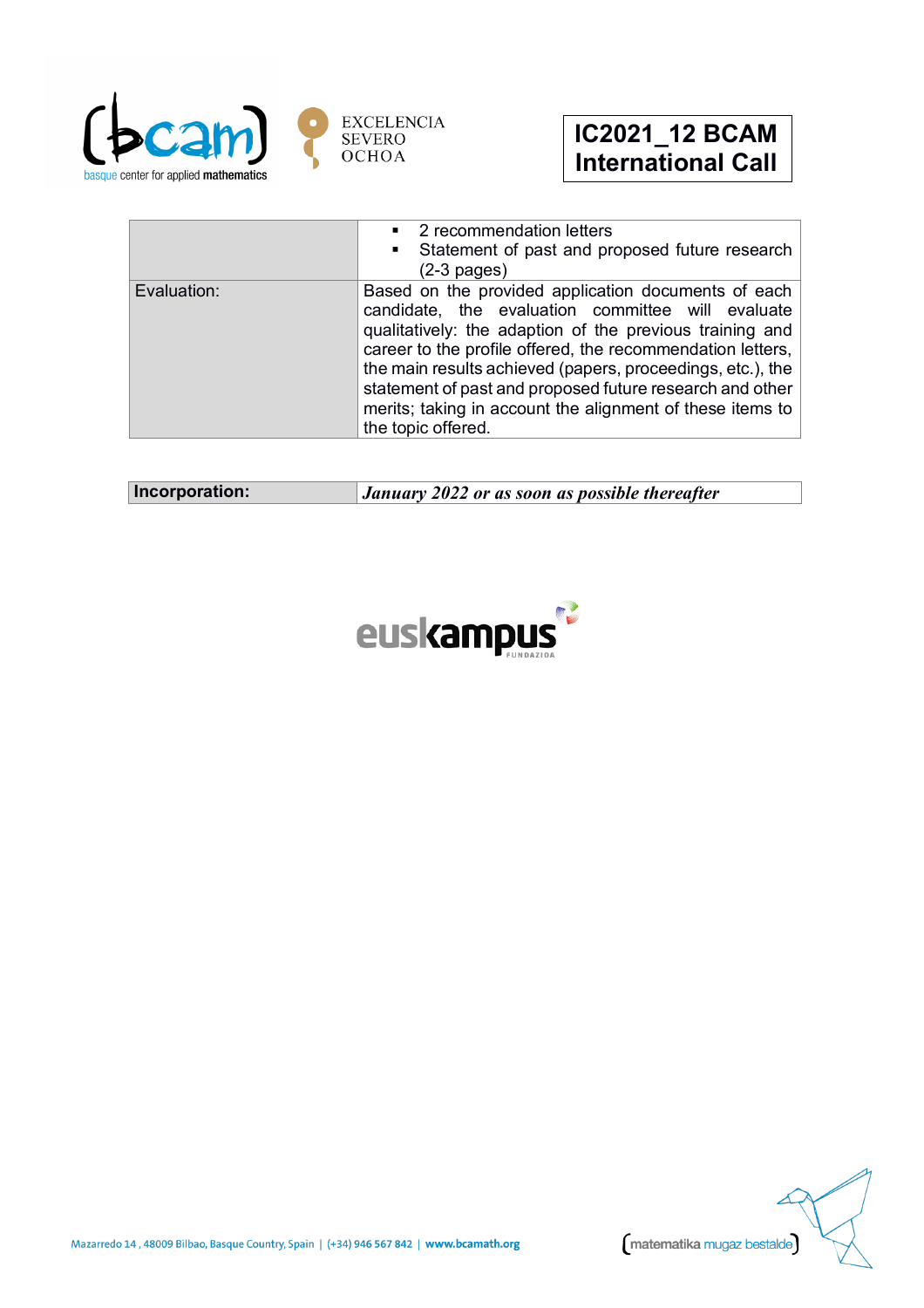| | |
|---|---|
| | ▪ 2 recommendation letters<br>▪ Statement of past and proposed future research (2-3 pages) |
| Evaluation: | Based on the provided application documents of each candidate, the evaluation committee will evaluate qualitatively: the adaption of the previous training and career to the profile offered, the recommendation letters, the main results achieved (papers, proceedings, etc.), the statement of past and proposed future research and other merits; taking in account the alignment of these items to the topic offered. |

| | |
|---|---|
| **Incorporation:** | ***January 2022 or as soon as possible thereafter*** |